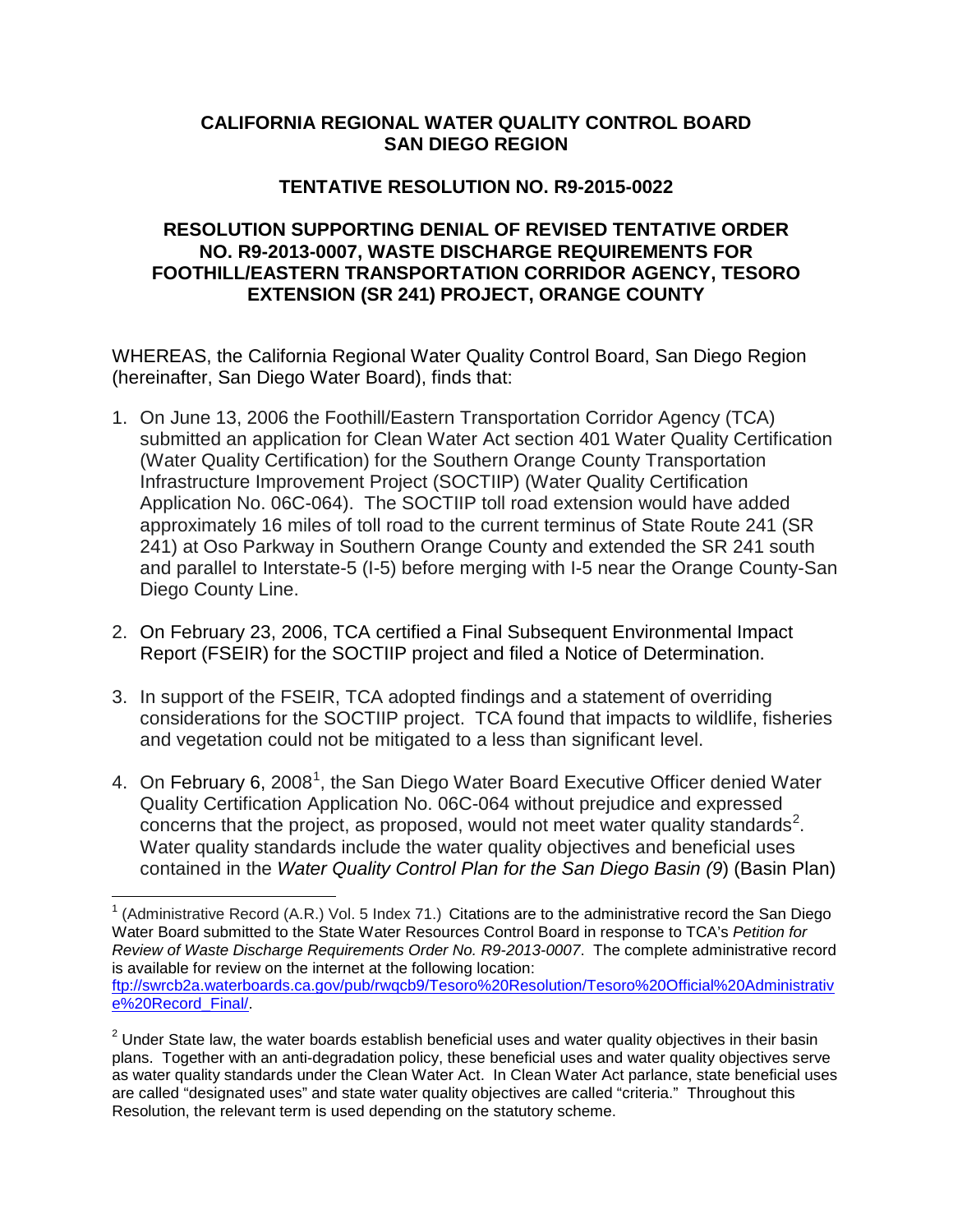# CALIFORNIA REGIONAL WATER QUALITY CONTROL BOARD SAN DIEGO REGION

## TENTATIVE RESOLUTION NO. R9-2015-0022

## RESOLUTION SUPPORTING DENIAL OF REVISED TENTATIVE ORDER NO. R9-2013-0007, WASTE DISCHARGE REQUIREMENTS FOR FOOTHILL/EASTERN TRANSPORTATION CORRIDOR AGENCY, TESORO EXTENSION (SR 241) PROJECT, ORANGE COUNTY

WHEREAS, the California Regional Water Quality Control Board, San Diego Region (hereinafter, San Diego Water Board), finds that:

1. On June 13, 2006 the Foothill/Eastern Transportation Corridor Agency (TCA) submitted an application for Clean Water Act section 401 Water Quality Certification (Water Quality Certification) for the Southern Orange County Transportation Infrastructure Improvement Project (SOCTIIP) (Water Quality Certification Application No. 06C-064). The SOCTIIP toll road extension would have added approximately 16 miles of toll road to the current terminus of State Route 241 (SR 241) at Oso Parkway in Southern Orange County and extended the SR 241 south and parallel to Interstate-5 (I-5) before merging with I-5 near the Orange County-San Diego County Line.

2. On February 23, 2006, TCA certified a Final Subsequent Environmental Impact Report (FSEIR) for the SOCTIIP project and filed a Notice of Determination.

3. In support of the FSEIR, TCA adopted findings and a statement of overriding considerations for the SOCTIIP project. TCA found that impacts to wildlife, fisheries and vegetation could not be mitigated to a less than significant level.

4. On February 6, 2008[1], the San Diego Water Board Executive Officer denied Water Quality Certification Application No. 06C-064 without prejudice and expressed concerns that the project, as proposed, would not meet water quality standards[2]. Water quality standards include the water quality objectives and beneficial uses contained in the *Water Quality Control Plan for the San Diego Basin (9*) (Basin Plan)

---

[1] (Administrative Record (A.R.) Vol. 5 Index 71.) Citations are to the administrative record the San Diego Water Board submitted to the State Water Resources Control Board in response to TCA's *Petition for Review of Waste Discharge Requirements Order No. R9-2013-0007*. The complete administrative record is available for review on the internet at the following location: ftp://swrcb2a.waterboards.ca.gov/pub/rwqcb9/Tesoro%20Resolution/Tesoro%20Official%20Administrative%20Record_Final/.

[2] Under State law, the water boards establish beneficial uses and water quality objectives in their basin plans. Together with an anti-degradation policy, these beneficial uses and water quality objectives serve as water quality standards under the Clean Water Act. In Clean Water Act parlance, state beneficial uses are called "designated uses" and state water quality objectives are called "criteria." Throughout this Resolution, the relevant term is used depending on the statutory scheme.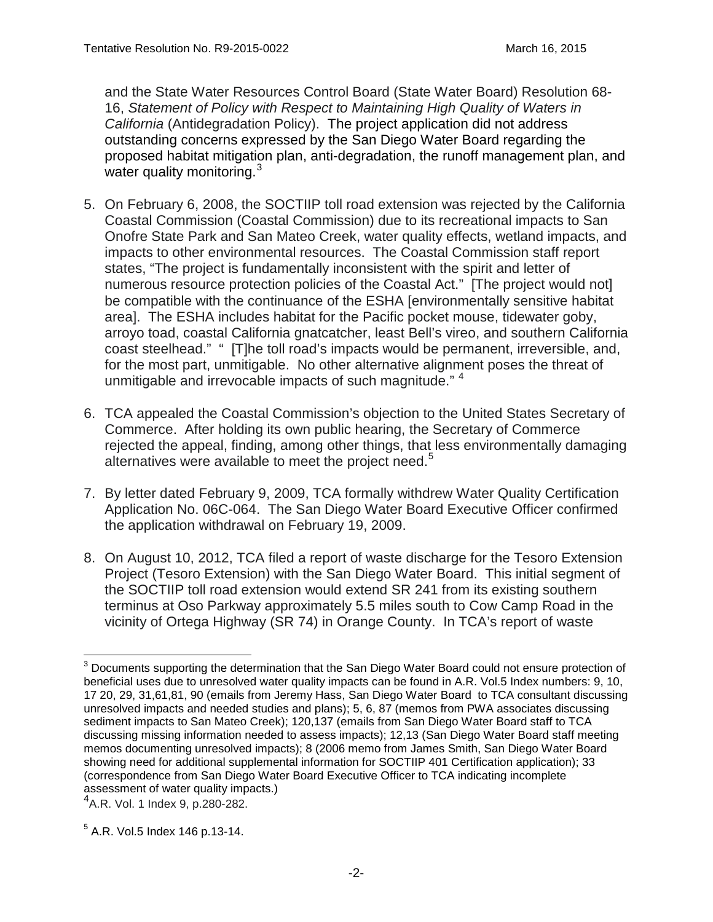and the State Water Resources Control Board (State Water Board) Resolution 68-16, *Statement of Policy with Respect to Maintaining High Quality of Waters in California* (Antidegradation Policy). The project application did not address outstanding concerns expressed by the San Diego Water Board regarding the proposed habitat mitigation plan, anti-degradation, the runoff management plan, and water quality monitoring.[3]

5. On February 6, 2008, the SOCTIIP toll road extension was rejected by the California Coastal Commission (Coastal Commission) due to its recreational impacts to San Onofre State Park and San Mateo Creek, water quality effects, wetland impacts, and impacts to other environmental resources. The Coastal Commission staff report states, "The project is fundamentally inconsistent with the spirit and letter of numerous resource protection policies of the Coastal Act." [The project would not] be compatible with the continuance of the ESHA [environmentally sensitive habitat area]. The ESHA includes habitat for the Pacific pocket mouse, tidewater goby, arroyo toad, coastal California gnatcatcher, least Bell's vireo, and southern California coast steelhead." " [T]he toll road's impacts would be permanent, irreversible, and, for the most part, unmitigable. No other alternative alignment poses the threat of unmitigable and irrevocable impacts of such magnitude." [4]

6. TCA appealed the Coastal Commission's objection to the United States Secretary of Commerce. After holding its own public hearing, the Secretary of Commerce rejected the appeal, finding, among other things, that less environmentally damaging alternatives were available to meet the project need.[5]

7. By letter dated February 9, 2009, TCA formally withdrew Water Quality Certification Application No. 06C-064. The San Diego Water Board Executive Officer confirmed the application withdrawal on February 19, 2009.

8. On August 10, 2012, TCA filed a report of waste discharge for the Tesoro Extension Project (Tesoro Extension) with the San Diego Water Board. This initial segment of the SOCTIIP toll road extension would extend SR 241 from its existing southern terminus at Oso Parkway approximately 5.5 miles south to Cow Camp Road in the vicinity of Ortega Highway (SR 74) in Orange County. In TCA's report of waste

---

[3] Documents supporting the determination that the San Diego Water Board could not ensure protection of beneficial uses due to unresolved water quality impacts can be found in A.R. Vol.5 Index numbers: 9, 10, 17 20, 29, 31,61,81, 90 (emails from Jeremy Hass, San Diego Water Board to TCA consultant discussing unresolved impacts and needed studies and plans); 5, 6, 87 (memos from PWA associates discussing sediment impacts to San Mateo Creek); 120,137 (emails from San Diego Water Board staff to TCA discussing missing information needed to assess impacts); 12,13 (San Diego Water Board staff meeting memos documenting unresolved impacts); 8 (2006 memo from James Smith, San Diego Water Board showing need for additional supplemental information for SOCTIIP 401 Certification application); 33 (correspondence from San Diego Water Board Executive Officer to TCA indicating incomplete assessment of water quality impacts.)

[4] A.R. Vol. 1 Index 9, p.280-282.

[5] A.R. Vol.5 Index 146 p.13-14.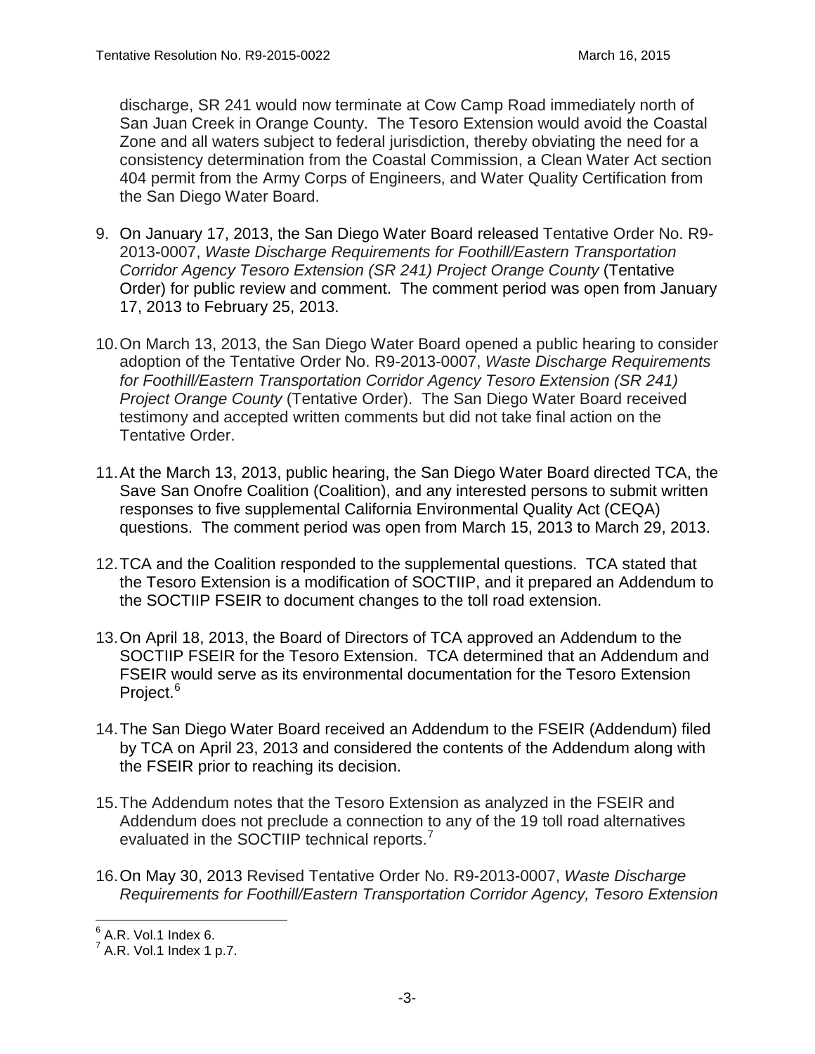discharge, SR 241 would now terminate at Cow Camp Road immediately north of San Juan Creek in Orange County. The Tesoro Extension would avoid the Coastal Zone and all waters subject to federal jurisdiction, thereby obviating the need for a consistency determination from the Coastal Commission, a Clean Water Act section 404 permit from the Army Corps of Engineers, and Water Quality Certification from the San Diego Water Board.

9. On January 17, 2013, the San Diego Water Board released Tentative Order No. R9-2013-0007, *Waste Discharge Requirements for Foothill/Eastern Transportation Corridor Agency Tesoro Extension (SR 241) Project Orange County* (Tentative Order) for public review and comment. The comment period was open from January 17, 2013 to February 25, 2013.

10. On March 13, 2013, the San Diego Water Board opened a public hearing to consider adoption of the Tentative Order No. R9-2013-0007, *Waste Discharge Requirements for Foothill/Eastern Transportation Corridor Agency Tesoro Extension (SR 241) Project Orange County* (Tentative Order). The San Diego Water Board received testimony and accepted written comments but did not take final action on the Tentative Order.

11. At the March 13, 2013, public hearing, the San Diego Water Board directed TCA, the Save San Onofre Coalition (Coalition), and any interested persons to submit written responses to five supplemental California Environmental Quality Act (CEQA) questions. The comment period was open from March 15, 2013 to March 29, 2013.

12. TCA and the Coalition responded to the supplemental questions. TCA stated that the Tesoro Extension is a modification of SOCTIIP, and it prepared an Addendum to the SOCTIIP FSEIR to document changes to the toll road extension.

13. On April 18, 2013, the Board of Directors of TCA approved an Addendum to the SOCTIIP FSEIR for the Tesoro Extension. TCA determined that an Addendum and FSEIR would serve as its environmental documentation for the Tesoro Extension Project.[6]

14. The San Diego Water Board received an Addendum to the FSEIR (Addendum) filed by TCA on April 23, 2013 and considered the contents of the Addendum along with the FSEIR prior to reaching its decision.

15. The Addendum notes that the Tesoro Extension as analyzed in the FSEIR and Addendum does not preclude a connection to any of the 19 toll road alternatives evaluated in the SOCTIIP technical reports.[7]

16. On May 30, 2013 Revised Tentative Order No. R9-2013-0007, *Waste Discharge Requirements for Foothill/Eastern Transportation Corridor Agency, Tesoro Extension*

---

[6] A.R. Vol.1 Index 6.

[7] A.R. Vol.1 Index 1 p.7.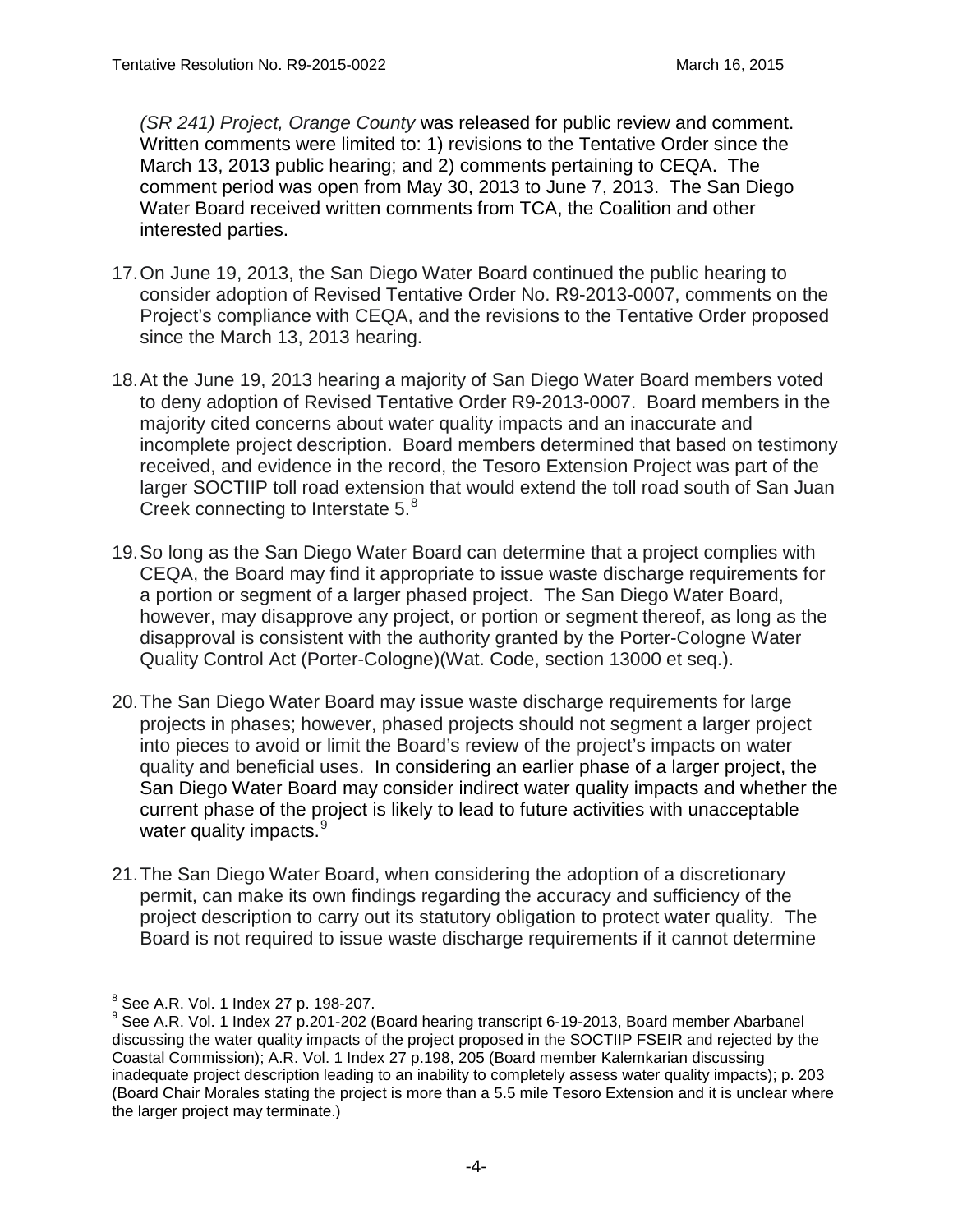*(SR 241) Project, Orange County* was released for public review and comment. Written comments were limited to: 1) revisions to the Tentative Order since the March 13, 2013 public hearing; and 2) comments pertaining to CEQA. The comment period was open from May 30, 2013 to June 7, 2013. The San Diego Water Board received written comments from TCA, the Coalition and other interested parties.

17. On June 19, 2013, the San Diego Water Board continued the public hearing to consider adoption of Revised Tentative Order No. R9-2013-0007, comments on the Project's compliance with CEQA, and the revisions to the Tentative Order proposed since the March 13, 2013 hearing.

18. At the June 19, 2013 hearing a majority of San Diego Water Board members voted to deny adoption of Revised Tentative Order R9-2013-0007. Board members in the majority cited concerns about water quality impacts and an inaccurate and incomplete project description. Board members determined that based on testimony received, and evidence in the record, the Tesoro Extension Project was part of the larger SOCTIIP toll road extension that would extend the toll road south of San Juan Creek connecting to Interstate 5.[8]

19. So long as the San Diego Water Board can determine that a project complies with CEQA, the Board may find it appropriate to issue waste discharge requirements for a portion or segment of a larger phased project. The San Diego Water Board, however, may disapprove any project, or portion or segment thereof, as long as the disapproval is consistent with the authority granted by the Porter-Cologne Water Quality Control Act (Porter-Cologne)(Wat. Code, section 13000 et seq.).

20. The San Diego Water Board may issue waste discharge requirements for large projects in phases; however, phased projects should not segment a larger project into pieces to avoid or limit the Board's review of the project's impacts on water quality and beneficial uses. In considering an earlier phase of a larger project, the San Diego Water Board may consider indirect water quality impacts and whether the current phase of the project is likely to lead to future activities with unacceptable water quality impacts.[9]

21. The San Diego Water Board, when considering the adoption of a discretionary permit, can make its own findings regarding the accuracy and sufficiency of the project description to carry out its statutory obligation to protect water quality. The Board is not required to issue waste discharge requirements if it cannot determine

---

[8] See A.R. Vol. 1 Index 27 p. 198-207.

[9] See A.R. Vol. 1 Index 27 p.201-202 (Board hearing transcript 6-19-2013, Board member Abarbanel discussing the water quality impacts of the project proposed in the SOCTIIP FSEIR and rejected by the Coastal Commission); A.R. Vol. 1 Index 27 p.198, 205 (Board member Kalemkarian discussing inadequate project description leading to an inability to completely assess water quality impacts); p. 203 (Board Chair Morales stating the project is more than a 5.5 mile Tesoro Extension and it is unclear where the larger project may terminate.)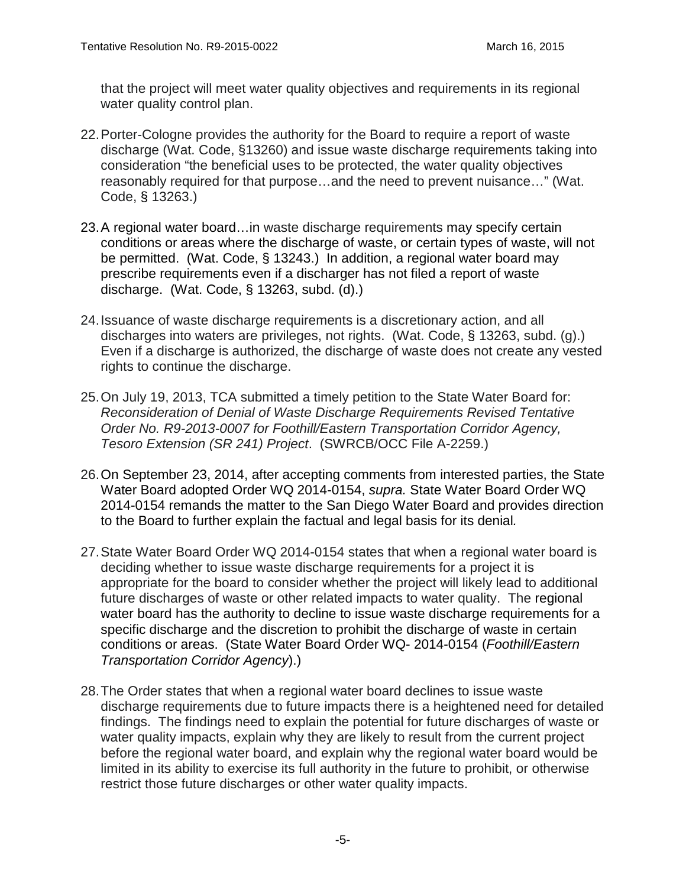that the project will meet water quality objectives and requirements in its regional water quality control plan.

22. Porter-Cologne provides the authority for the Board to require a report of waste discharge (Wat. Code, §13260) and issue waste discharge requirements taking into consideration "the beneficial uses to be protected, the water quality objectives reasonably required for that purpose…and the need to prevent nuisance…" (Wat. Code, § 13263.)

23. A regional water board…in waste discharge requirements may specify certain conditions or areas where the discharge of waste, or certain types of waste, will not be permitted. (Wat. Code, § 13243.) In addition, a regional water board may prescribe requirements even if a discharger has not filed a report of waste discharge. (Wat. Code, § 13263, subd. (d).)

24. Issuance of waste discharge requirements is a discretionary action, and all discharges into waters are privileges, not rights. (Wat. Code, § 13263, subd. (g).) Even if a discharge is authorized, the discharge of waste does not create any vested rights to continue the discharge.

25. On July 19, 2013, TCA submitted a timely petition to the State Water Board for: *Reconsideration of Denial of Waste Discharge Requirements Revised Tentative Order No. R9-2013-0007 for Foothill/Eastern Transportation Corridor Agency, Tesoro Extension (SR 241) Project*. (SWRCB/OCC File A-2259.)

26. On September 23, 2014, after accepting comments from interested parties, the State Water Board adopted Order WQ 2014-0154, *supra.* State Water Board Order WQ 2014-0154 remands the matter to the San Diego Water Board and provides direction to the Board to further explain the factual and legal basis for its denial*.*

27. State Water Board Order WQ 2014-0154 states that when a regional water board is deciding whether to issue waste discharge requirements for a project it is appropriate for the board to consider whether the project will likely lead to additional future discharges of waste or other related impacts to water quality. The regional water board has the authority to decline to issue waste discharge requirements for a specific discharge and the discretion to prohibit the discharge of waste in certain conditions or areas. (State Water Board Order WQ- 2014-0154 (*Foothill/Eastern Transportation Corridor Agency*).)

28. The Order states that when a regional water board declines to issue waste discharge requirements due to future impacts there is a heightened need for detailed findings. The findings need to explain the potential for future discharges of waste or water quality impacts, explain why they are likely to result from the current project before the regional water board, and explain why the regional water board would be limited in its ability to exercise its full authority in the future to prohibit, or otherwise restrict those future discharges or other water quality impacts.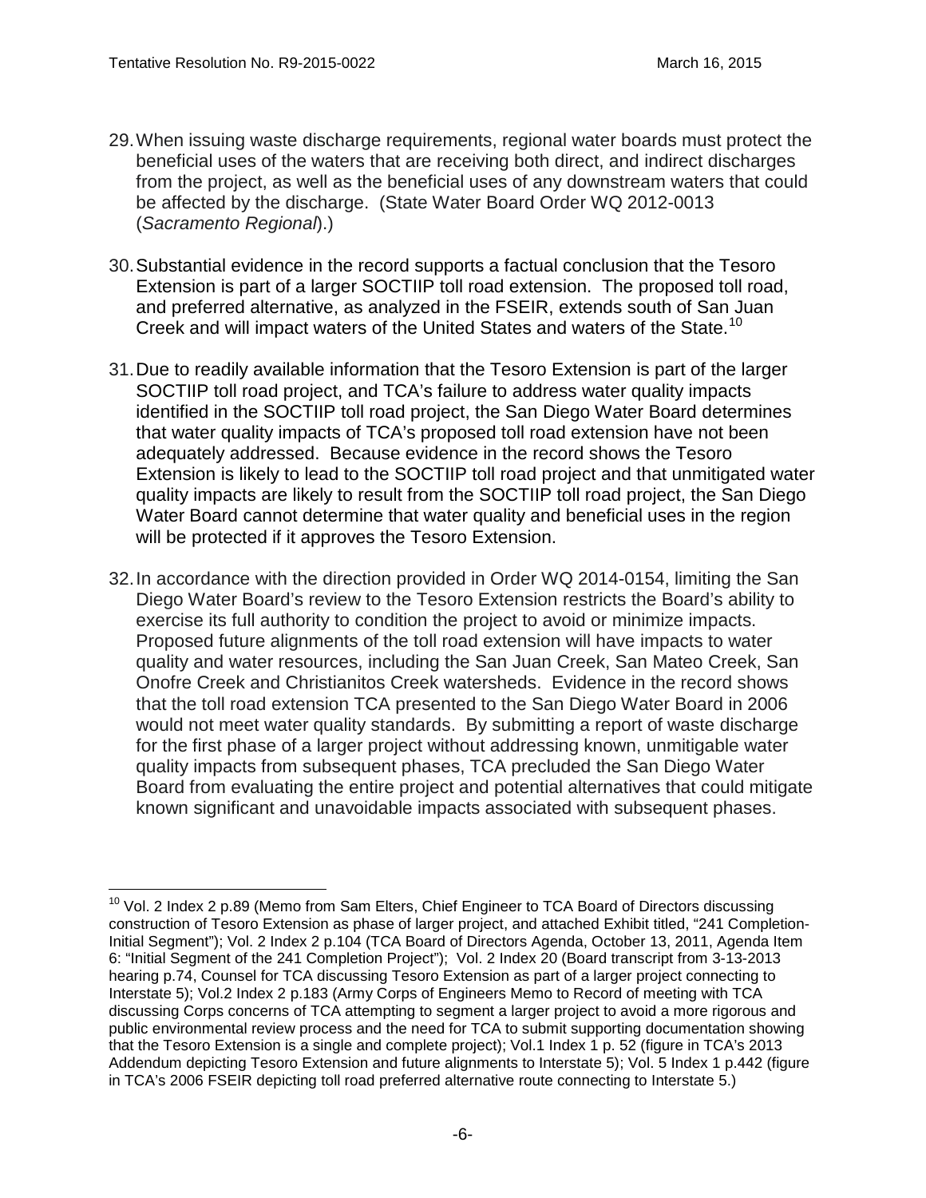29. When issuing waste discharge requirements, regional water boards must protect the beneficial uses of the waters that are receiving both direct, and indirect discharges from the project, as well as the beneficial uses of any downstream waters that could be affected by the discharge. (State Water Board Order WQ 2012-0013 (*Sacramento Regional*).)

30. Substantial evidence in the record supports a factual conclusion that the Tesoro Extension is part of a larger SOCTIIP toll road extension. The proposed toll road, and preferred alternative, as analyzed in the FSEIR, extends south of San Juan Creek and will impact waters of the United States and waters of the State.[10]

31. Due to readily available information that the Tesoro Extension is part of the larger SOCTIIP toll road project, and TCA's failure to address water quality impacts identified in the SOCTIIP toll road project, the San Diego Water Board determines that water quality impacts of TCA's proposed toll road extension have not been adequately addressed. Because evidence in the record shows the Tesoro Extension is likely to lead to the SOCTIIP toll road project and that unmitigated water quality impacts are likely to result from the SOCTIIP toll road project, the San Diego Water Board cannot determine that water quality and beneficial uses in the region will be protected if it approves the Tesoro Extension.

32. In accordance with the direction provided in Order WQ 2014-0154, limiting the San Diego Water Board's review to the Tesoro Extension restricts the Board's ability to exercise its full authority to condition the project to avoid or minimize impacts. Proposed future alignments of the toll road extension will have impacts to water quality and water resources, including the San Juan Creek, San Mateo Creek, San Onofre Creek and Christianitos Creek watersheds. Evidence in the record shows that the toll road extension TCA presented to the San Diego Water Board in 2006 would not meet water quality standards. By submitting a report of waste discharge for the first phase of a larger project without addressing known, unmitigable water quality impacts from subsequent phases, TCA precluded the San Diego Water Board from evaluating the entire project and potential alternatives that could mitigate known significant and unavoidable impacts associated with subsequent phases.

---

[10] Vol. 2 Index 2 p.89 (Memo from Sam Elters, Chief Engineer to TCA Board of Directors discussing construction of Tesoro Extension as phase of larger project, and attached Exhibit titled, "241 Completion-Initial Segment"); Vol. 2 Index 2 p.104 (TCA Board of Directors Agenda, October 13, 2011, Agenda Item 6: "Initial Segment of the 241 Completion Project"); Vol. 2 Index 20 (Board transcript from 3-13-2013 hearing p.74, Counsel for TCA discussing Tesoro Extension as part of a larger project connecting to Interstate 5); Vol.2 Index 2 p.183 (Army Corps of Engineers Memo to Record of meeting with TCA discussing Corps concerns of TCA attempting to segment a larger project to avoid a more rigorous and public environmental review process and the need for TCA to submit supporting documentation showing that the Tesoro Extension is a single and complete project); Vol.1 Index 1 p. 52 (figure in TCA's 2013 Addendum depicting Tesoro Extension and future alignments to Interstate 5); Vol. 5 Index 1 p.442 (figure in TCA's 2006 FSEIR depicting toll road preferred alternative route connecting to Interstate 5.)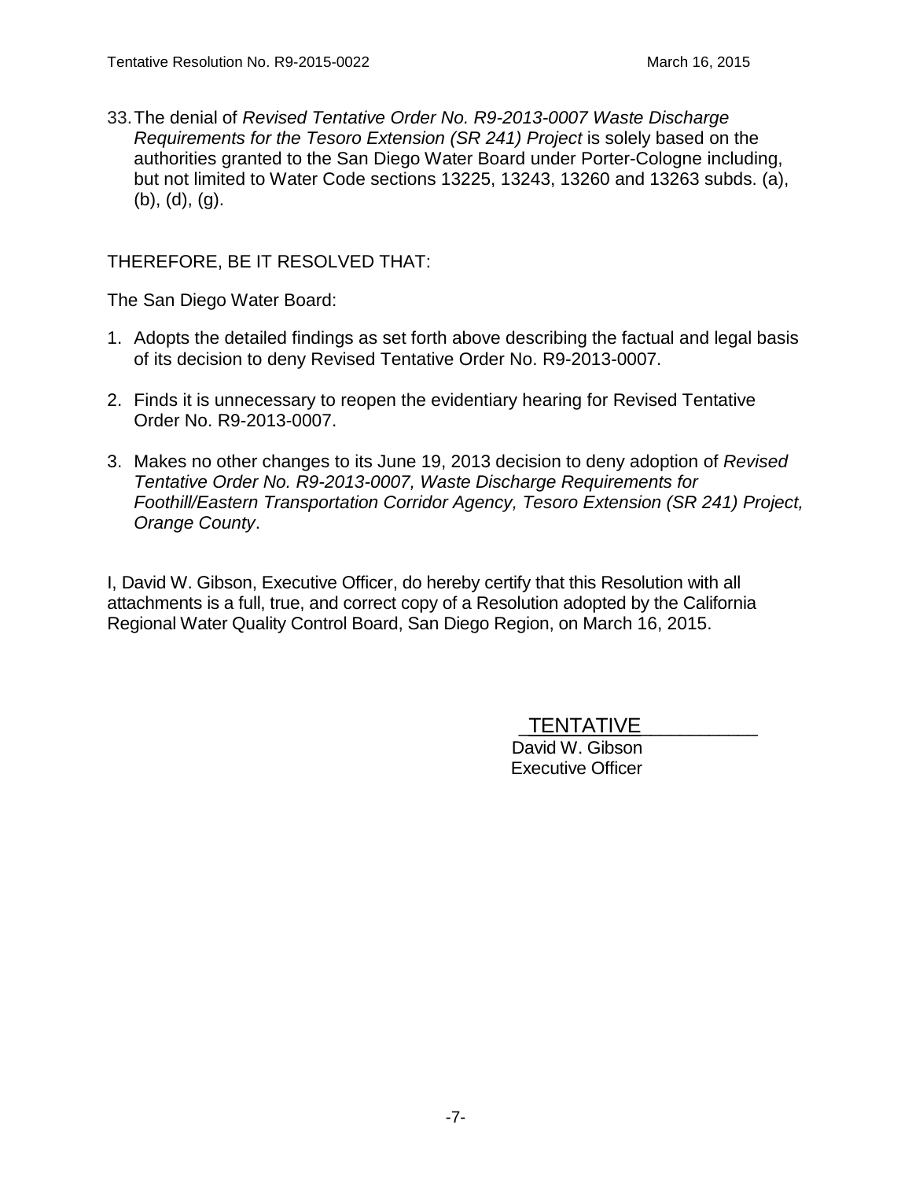33. The denial of *Revised Tentative Order No. R9-2013-0007 Waste Discharge Requirements for the Tesoro Extension (SR 241) Project* is solely based on the authorities granted to the San Diego Water Board under Porter-Cologne including, but not limited to Water Code sections 13225, 13243, 13260 and 13263 subds. (a), (b), (d), (g).

THEREFORE, BE IT RESOLVED THAT:

The San Diego Water Board:

1. Adopts the detailed findings as set forth above describing the factual and legal basis of its decision to deny Revised Tentative Order No. R9-2013-0007.

2. Finds it is unnecessary to reopen the evidentiary hearing for Revised Tentative Order No. R9-2013-0007.

3. Makes no other changes to its June 19, 2013 decision to deny adoption of *Revised Tentative Order No. R9-2013-0007, Waste Discharge Requirements for Foothill/Eastern Transportation Corridor Agency, Tesoro Extension (SR 241) Project, Orange County*.

I, David W. Gibson, Executive Officer, do hereby certify that this Resolution with all attachments is a full, true, and correct copy of a Resolution adopted by the California Regional Water Quality Control Board, San Diego Region, on March 16, 2015.

TENTATIVE
David W. Gibson
Executive Officer